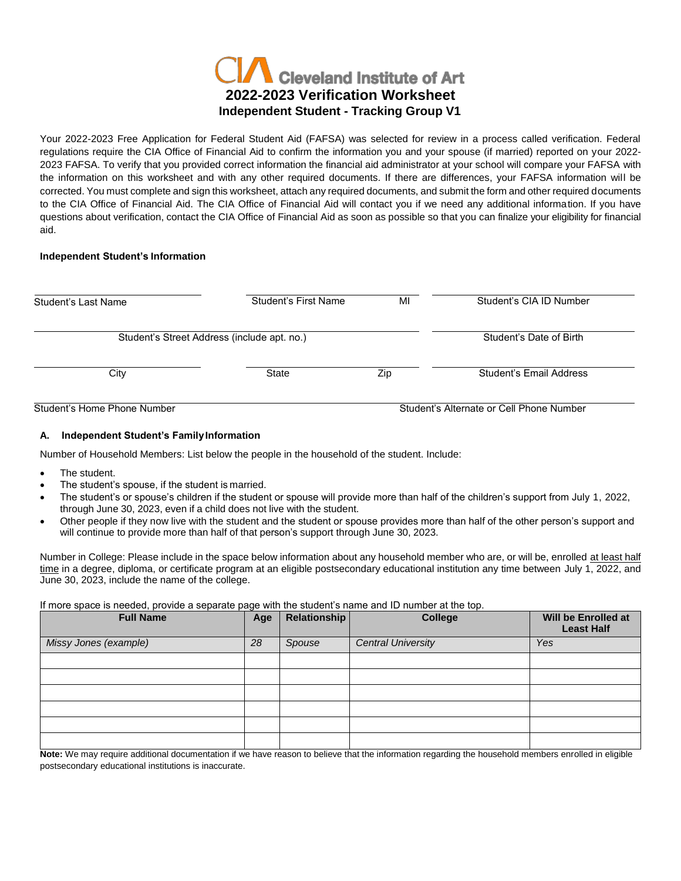# Cleveland Institute of Art

## 2022-2023 Verification Worksheet

### Independent Student - Tracking Group V1

Your 2022-2023 Free Application for Federal Student Aid (FAFSA) was selected for review in a process called verification. Federal regulations require the CIA Office of Financial Aid to confirm the information you and your spouse (if married) reported on your 2022-2023 FAFSA. To verify that you provided correct information the financial aid administrator at your school will compare your FAFSA with the information on this worksheet and with any other required documents. If there are differences, your FAFSA information will be corrected. You must complete and sign this worksheet, attach any required documents, and submit the form and other required documents to the CIA Office of Financial Aid. The CIA Office of Financial Aid will contact you if we need any additional information. If you have questions about verification, contact the CIA Office of Financial Aid as soon as possible so that you can finalize your eligibility for financial aid.

**Independent Student's Information**

Student's Last Name ____________ Student's First Name ____________ MI ____ Student's CIA ID Number ____________

Student's Street Address (include apt. no.) ____________ Student's Date of Birth ____________

City ____________ State ____________ Zip ____________ Student's Email Address ____________

Student's Home Phone Number ____________ Student's Alternate or Cell Phone Number ____________

**A. Independent Student's Family Information**

Number of Household Members: List below the people in the household of the student. Include:

- The student.
- The student's spouse, if the student is married.
- The student's or spouse's children if the student or spouse will provide more than half of the children's support from July 1, 2022, through June 30, 2023, even if a child does not live with the student.
- Other people if they now live with the student and the student or spouse provides more than half of the other person's support and will continue to provide more than half of that person's support through June 30, 2023.

Number in College: Please include in the space below information about any household member who are, or will be, enrolled at least half time in a degree, diploma, or certificate program at an eligible postsecondary educational institution any time between July 1, 2022, and June 30, 2023, include the name of the college.

If more space is needed, provide a separate page with the student's name and ID number at the top.

| Full Name | Age | Relationship | College | Will be Enrolled at Least Half |
|---|---|---|---|---|
| *Missy Jones (example)* | *28* | *Spouse* | *Central University* | *Yes* |
| | | | | |
| | | | | |
| | | | | |
| | | | | |
| | | | | |
| | | | | |

**Note:** We may require additional documentation if we have reason to believe that the information regarding the household members enrolled in eligible postsecondary educational institutions is inaccurate.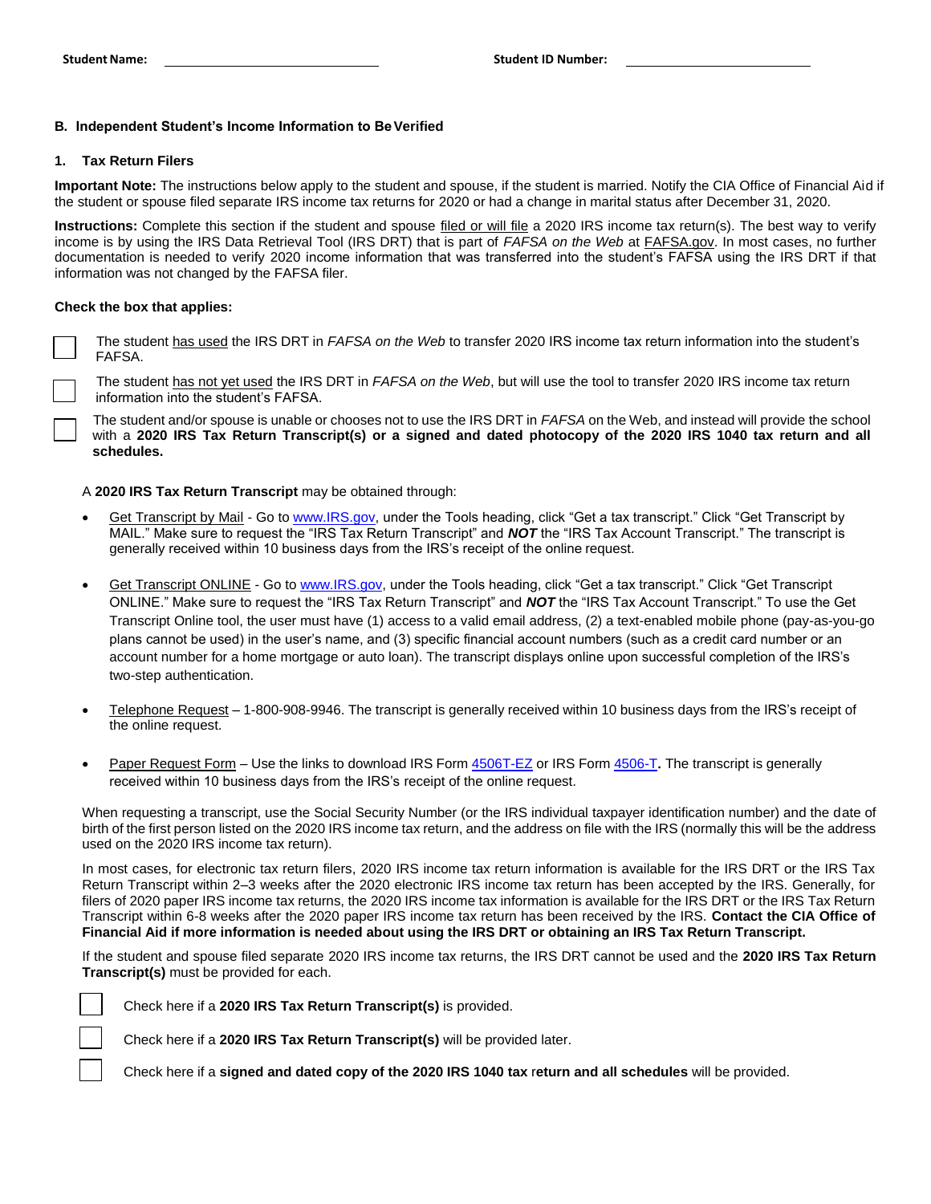Student Name: ______________________________ Student ID Number: ____________________________

**B. Independent Student's Income Information to Be Verified**

**1. Tax Return Filers**

**Important Note:** The instructions below apply to the student and spouse, if the student is married. Notify the CIA Office of Financial Aid if the student or spouse filed separate IRS income tax returns for 2020 or had a change in marital status after December 31, 2020.

**Instructions:** Complete this section if the student and spouse filed or will file a 2020 IRS income tax return(s). The best way to verify income is by using the IRS Data Retrieval Tool (IRS DRT) that is part of *FAFSA on the Web* at FAFSA.gov. In most cases, no further documentation is needed to verify 2020 income information that was transferred into the student's FAFSA using the IRS DRT if that information was not changed by the FAFSA filer.

**Check the box that applies:**

☐ The student has used the IRS DRT in *FAFSA on the Web* to transfer 2020 IRS income tax return information into the student's FAFSA.

☐ The student has not yet used the IRS DRT in *FAFSA on the Web*, but will use the tool to transfer 2020 IRS income tax return information into the student's FAFSA.

☐ The student and/or spouse is unable or chooses not to use the IRS DRT in *FAFSA* on the Web, and instead will provide the school with a **2020 IRS Tax Return Transcript(s) or a signed and dated photocopy of the 2020 IRS 1040 tax return and all schedules.**

A **2020 IRS Tax Return Transcript** may be obtained through:

- Get Transcript by Mail - Go to www.IRS.gov, under the Tools heading, click "Get a tax transcript." Click "Get Transcript by MAIL." Make sure to request the "IRS Tax Return Transcript" and ***NOT*** the "IRS Tax Account Transcript." The transcript is generally received within 10 business days from the IRS's receipt of the online request.

- Get Transcript ONLINE - Go to www.IRS.gov, under the Tools heading, click "Get a tax transcript." Click "Get Transcript ONLINE." Make sure to request the "IRS Tax Return Transcript" and ***NOT*** the "IRS Tax Account Transcript." To use the Get Transcript Online tool, the user must have (1) access to a valid email address, (2) a text-enabled mobile phone (pay-as-you-go plans cannot be used) in the user's name, and (3) specific financial account numbers (such as a credit card number or an account number for a home mortgage or auto loan). The transcript displays online upon successful completion of the IRS's two-step authentication.

- Telephone Request – 1-800-908-9946. The transcript is generally received within 10 business days from the IRS's receipt of the online request.

- Paper Request Form – Use the links to download IRS Form 4506T-EZ or IRS Form 4506-T**.** The transcript is generally received within 10 business days from the IRS's receipt of the online request.

When requesting a transcript, use the Social Security Number (or the IRS individual taxpayer identification number) and the date of birth of the first person listed on the 2020 IRS income tax return, and the address on file with the IRS (normally this will be the address used on the 2020 IRS income tax return).

In most cases, for electronic tax return filers, 2020 IRS income tax return information is available for the IRS DRT or the IRS Tax Return Transcript within 2–3 weeks after the 2020 electronic IRS income tax return has been accepted by the IRS. Generally, for filers of 2020 paper IRS income tax returns, the 2020 IRS income tax information is available for the IRS DRT or the IRS Tax Return Transcript within 6-8 weeks after the 2020 paper IRS income tax return has been received by the IRS. **Contact the CIA Office of Financial Aid if more information is needed about using the IRS DRT or obtaining an IRS Tax Return Transcript.**

If the student and spouse filed separate 2020 IRS income tax returns, the IRS DRT cannot be used and the **2020 IRS Tax Return Transcript(s)** must be provided for each.

☐ Check here if a **2020 IRS Tax Return Transcript(s)** is provided.

☐ Check here if a **2020 IRS Tax Return Transcript(s)** will be provided later.

☐ Check here if a **signed and dated copy of the 2020 IRS 1040 tax return and all schedules** will be provided.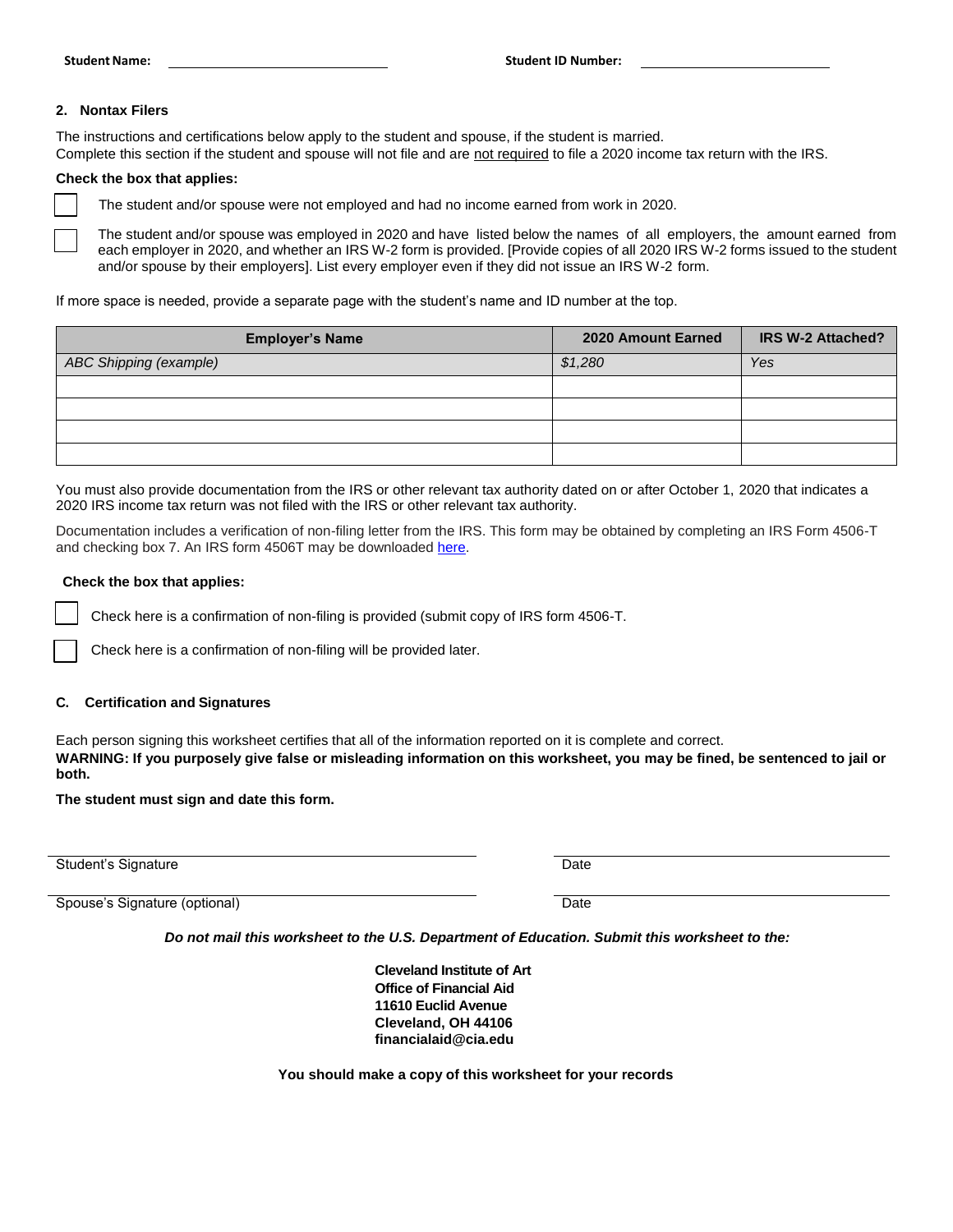**Student Name:** \_\_\_\_\_\_\_\_\_\_\_\_\_\_\_\_\_\_\_\_\_\_\_\_ **Student ID Number:** \_\_\_\_\_\_\_\_\_\_\_\_\_\_\_\_\_\_\_\_\_\_\_\_

### 2. Nontax Filers

The instructions and certifications below apply to the student and spouse, if the student is married.
Complete this section if the student and spouse will not file and are not required to file a 2020 income tax return with the IRS.

**Check the box that applies:**

☐ The student and/or spouse were not employed and had no income earned from work in 2020.

☐ The student and/or spouse was employed in 2020 and have listed below the names of all employers, the amount earned from each employer in 2020, and whether an IRS W-2 form is provided. [Provide copies of all 2020 IRS W-2 forms issued to the student and/or spouse by their employers]. List every employer even if they did not issue an IRS W-2 form.

If more space is needed, provide a separate page with the student's name and ID number at the top.

| Employer's Name | 2020 Amount Earned | IRS W-2 Attached? |
|---|---|---|
| *ABC Shipping (example)* | *$1,280* | *Yes* |
| | | |
| | | |
| | | |
| | | |

You must also provide documentation from the IRS or other relevant tax authority dated on or after October 1, 2020 that indicates a 2020 IRS income tax return was not filed with the IRS or other relevant tax authority.

Documentation includes a verification of non-filing letter from the IRS. This form may be obtained by completing an IRS Form 4506-T and checking box 7. An IRS form 4506T may be downloaded here.

**Check the box that applies:**

☐ Check here is a confirmation of non-filing is provided (submit copy of IRS form 4506-T.

☐ Check here is a confirmation of non-filing will be provided later.

### C. Certification and Signatures

Each person signing this worksheet certifies that all of the information reported on it is complete and correct.
**WARNING: If you purposely give false or misleading information on this worksheet, you may be fined, be sentenced to jail or both.**

**The student must sign and date this form.**

\_\_\_\_\_\_\_\_\_\_\_\_\_\_\_\_\_\_\_\_\_\_\_\_\_\_\_\_\_\_ \_\_\_\_\_\_\_\_\_\_\_\_\_\_\_\_\_\_\_\_
Student's Signature Date

\_\_\_\_\_\_\_\_\_\_\_\_\_\_\_\_\_\_\_\_\_\_\_\_\_\_\_\_\_\_ \_\_\_\_\_\_\_\_\_\_\_\_\_\_\_\_\_\_\_\_
Spouse's Signature (optional) Date

***Do not mail this worksheet to the U.S. Department of Education. Submit this worksheet to the:***

**Cleveland Institute of Art**
**Office of Financial Aid**
**11610 Euclid Avenue**
**Cleveland, OH 44106**
**financialaid@cia.edu**

**You should make a copy of this worksheet for your records**